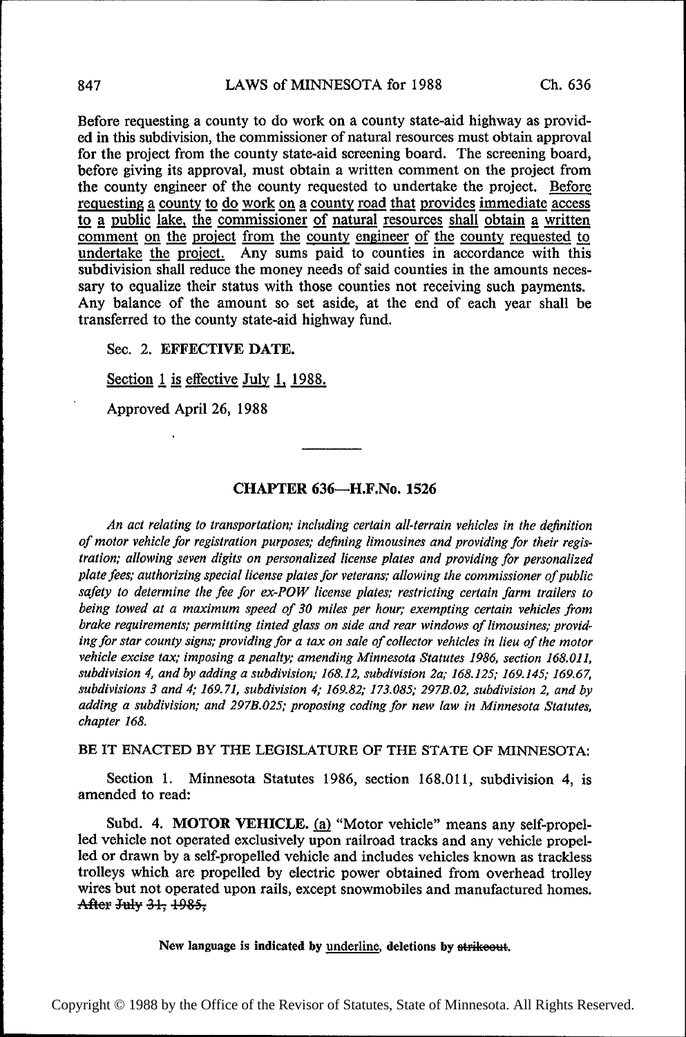Before requesting a county to do work on a county state-aid highway as provided in this subdivision, the commissioner of natural resources must obtain approval for the project from the county state-aid screening board. The screening board, before giving its approval, must obtain a written comment on the project from the county engineer of the county requested to undertake the project. Before requesting a county to do work on a county road that provides immediate access to a public lake, the commissioner of natural resources shall obtain a written comment on the project from the county engineer of the county requested to undertake the project. Any sums paid to counties in accordance with this subdivision shall reduce the money needs of said counties in the amounts necessary to equalize their status with those counties not receiving such payments. Any balance of the amount so set aside, at the end of each year shall be transferred to the county state-aid highway fund.

Sec. 2. **EFFECTIVE DATE.**

Section 1 is effective July 1, 1988.

Approved April 26, 1988

---

## CHAPTER 636—H.F.No. 1526

*An act relating to transportation; including certain all-terrain vehicles in the definition of motor vehicle for registration purposes; defining limousines and providing for their registration; allowing seven digits on personalized license plates and providing for personalized plate fees; authorizing special license plates for veterans; allowing the commissioner of public safety to determine the fee for ex-POW license plates; restricting certain farm trailers to being towed at a maximum speed of 30 miles per hour; exempting certain vehicles from brake requirements; permitting tinted glass on side and rear windows of limousines; providing for star county signs; providing for a tax on sale of collector vehicles in lieu of the motor vehicle excise tax; imposing a penalty; amending Minnesota Statutes 1986, section 168.011, subdivision 4, and by adding a subdivision; 168.12, subdivision 2a; 168.125; 169.145; 169.67, subdivisions 3 and 4; 169.71, subdivision 4; 169.82; 173.085; 297B.02, subdivision 2, and by adding a subdivision; and 297B.025; proposing coding for new law in Minnesota Statutes, chapter 168.*

BE IT ENACTED BY THE LEGISLATURE OF THE STATE OF MINNESOTA:

Section 1. Minnesota Statutes 1986, section 168.011, subdivision 4, is amended to read:

Subd. 4. **MOTOR VEHICLE.** (a) "Motor vehicle" means any self-propelled vehicle not operated exclusively upon railroad tracks and any vehicle propelled or drawn by a self-propelled vehicle and includes vehicles known as trackless trolleys which are propelled by electric power obtained from overhead trolley wires but not operated upon rails, except snowmobiles and manufactured homes. ~~After July 31, 1985,~~

New language is indicated by underline, deletions by ~~strikeout~~.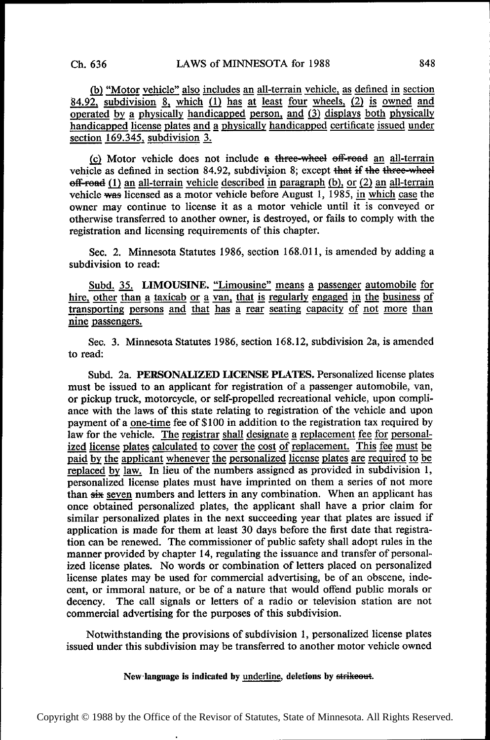<u>(b) "Motor vehicle" also includes an all-terrain vehicle, as defined in section 84.92, subdivision 8, which (1) has at least four wheels, (2) is owned and operated by a physically handicapped person, and (3) displays both physically handicapped license plates and a physically handicapped certificate issued under section 169.345, subdivision 3.</u>

<u>(c)</u> Motor vehicle does not include ~~a three-wheel off-road~~ <u>an all-terrain</u> vehicle as defined in section 84.92, subdivision 8; except ~~that if the three-wheel off-road~~ <u>(1) an all-terrain vehicle described in paragraph (b), or (2) an all-terrain</u> vehicle ~~was~~ licensed as a motor vehicle before August 1, 1985, <u>in which case</u> the owner may continue to license it as a motor vehicle until it is conveyed or otherwise transferred to another owner, is destroyed, or fails to comply with the registration and licensing requirements of this chapter.

Sec. 2. Minnesota Statutes 1986, section 168.011, is amended by adding a subdivision to read:

<u>Subd. 35.</u> **<u>LIMOUSINE.</u>** <u>"Limousine" means a passenger automobile for hire, other than a taxicab or a van, that is regularly engaged in the business of transporting persons and that has a rear seating capacity of not more than nine passengers.</u>

Sec. 3. Minnesota Statutes 1986, section 168.12, subdivision 2a, is amended to read:

Subd. 2a. **PERSONALIZED LICENSE PLATES.** Personalized license plates must be issued to an applicant for registration of a passenger automobile, van, or pickup truck, motorcycle, or self-propelled recreational vehicle, upon compliance with the laws of this state relating to registration of the vehicle and upon payment of a <u>one-time</u> fee of $100 in addition to the registration tax required by law for the vehicle. <u>The registrar shall designate a replacement fee for personalized license plates calculated to cover the cost of replacement. This fee must be paid by the applicant whenever the personalized license plates are required to be replaced by law.</u> In lieu of the numbers assigned as provided in subdivision 1, personalized license plates must have imprinted on them a series of not more than ~~six~~ <u>seven</u> numbers and letters in any combination. When an applicant has once obtained personalized plates, the applicant shall have a prior claim for similar personalized plates in the next succeeding year that plates are issued if application is made for them at least 30 days before the first date that registration can be renewed. The commissioner of public safety shall adopt rules in the manner provided by chapter 14, regulating the issuance and transfer of personalized license plates. No words or combination of letters placed on personalized license plates may be used for commercial advertising, be of an obscene, indecent, or immoral nature, or be of a nature that would offend public morals or decency. The call signals or letters of a radio or television station are not commercial advertising for the purposes of this subdivision.

Notwithstanding the provisions of subdivision 1, personalized license plates issued under this subdivision may be transferred to another motor vehicle owned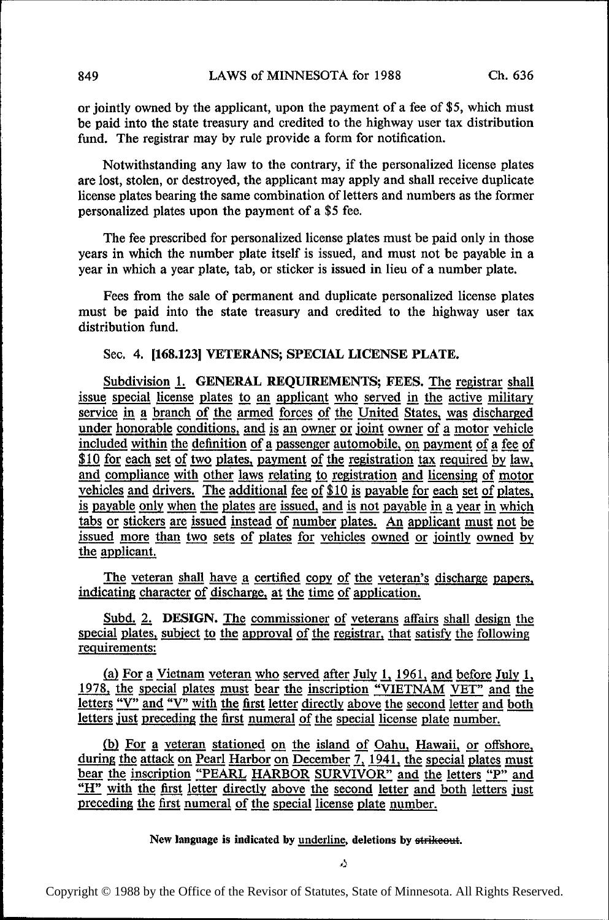or jointly owned by the applicant, upon the payment of a fee of $5, which must be paid into the state treasury and credited to the highway user tax distribution fund. The registrar may by rule provide a form for notification.

Notwithstanding any law to the contrary, if the personalized license plates are lost, stolen, or destroyed, the applicant may apply and shall receive duplicate license plates bearing the same combination of letters and numbers as the former personalized plates upon the payment of a $5 fee.

The fee prescribed for personalized license plates must be paid only in those years in which the number plate itself is issued, and must not be payable in a year in which a year plate, tab, or sticker is issued in lieu of a number plate.

Fees from the sale of permanent and duplicate personalized license plates must be paid into the state treasury and credited to the highway user tax distribution fund.

Sec. 4. **[168.123] VETERANS; SPECIAL LICENSE PLATE.**

<u>Subdivision 1.</u> **GENERAL REQUIREMENTS; FEES.** <u>The registrar shall issue special license plates to an applicant who served in the active military service in a branch of the armed forces of the United States, was discharged under honorable conditions, and is an owner or joint owner of a motor vehicle included within the definition of a passenger automobile, on payment of a fee of $10 for each set of two plates, payment of the registration tax required by law, and compliance with other laws relating to registration and licensing of motor vehicles and drivers. The additional fee of $10 is payable for each set of plates, is payable only when the plates are issued, and is not payable in a year in which tabs or stickers are issued instead of number plates. An applicant must not be issued more than two sets of plates for vehicles owned or jointly owned by the applicant.</u>

<u>The veteran shall have a certified copy of the veteran's discharge papers, indicating character of discharge, at the time of application.</u>

<u>Subd. 2.</u> **DESIGN.** <u>The commissioner of veterans affairs shall design the special plates, subject to the approval of the registrar, that satisfy the following requirements:</u>

<u>(a) For a Vietnam veteran who served after July 1, 1961, and before July 1, 1978, the special plates must bear the inscription "VIETNAM VET" and the letters "V" and "V" with the first letter directly above the second letter and both letters just preceding the first numeral of the special license plate number.</u>

<u>(b) For a veteran stationed on the island of Oahu, Hawaii, or offshore, during the attack on Pearl Harbor on December 7, 1941, the special plates must bear the inscription "PEARL HARBOR SURVIVOR" and the letters "P" and "H" with the first letter directly above the second letter and both letters just preceding the first numeral of the special license plate number.</u>

**New language is indicated by <u>underline</u>, deletions by ~~strikeout~~.**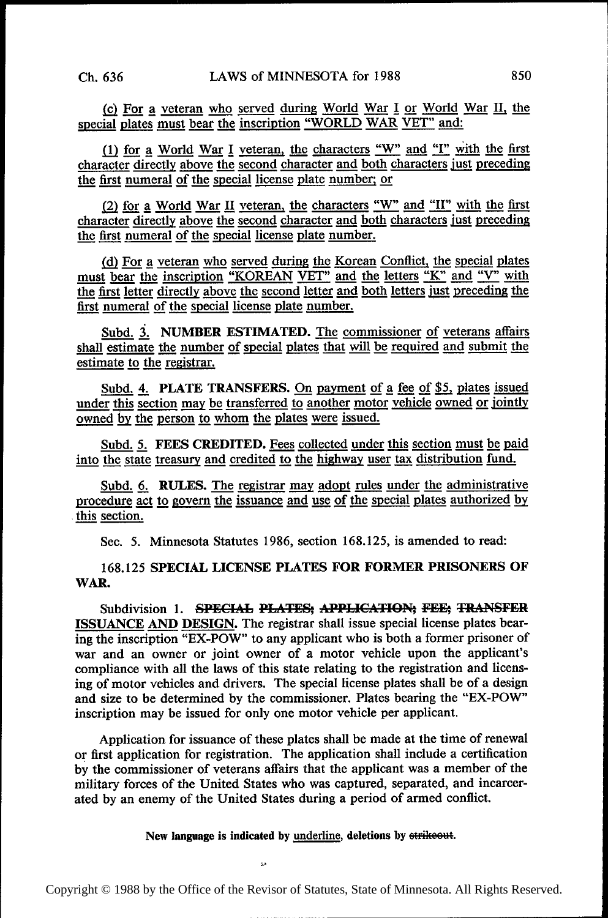(c) For a veteran who served during World War I or World War II, the special plates must bear the inscription "WORLD WAR VET" and:

(1) for a World War I veteran, the characters "W" and "I" with the first character directly above the second character and both characters just preceding the first numeral of the special license plate number; or

(2) for a World War II veteran, the characters "W" and "II" with the first character directly above the second character and both characters just preceding the first numeral of the special license plate number.

(d) For a veteran who served during the Korean Conflict, the special plates must bear the inscription "KOREAN VET" and the letters "K" and "V" with the first letter directly above the second letter and both letters just preceding the first numeral of the special license plate number.

Subd. 3. **NUMBER ESTIMATED.** The commissioner of veterans affairs shall estimate the number of special plates that will be required and submit the estimate to the registrar.

Subd. 4. **PLATE TRANSFERS.** On payment of a fee of $5, plates issued under this section may be transferred to another motor vehicle owned or jointly owned by the person to whom the plates were issued.

Subd. 5. **FEES CREDITED.** Fees collected under this section must be paid into the state treasury and credited to the highway user tax distribution fund.

Subd. 6. **RULES.** The registrar may adopt rules under the administrative procedure act to govern the issuance and use of the special plates authorized by this section.

Sec. 5. Minnesota Statutes 1986, section 168.125, is amended to read:

168.125 **SPECIAL LICENSE PLATES FOR FORMER PRISONERS OF WAR.**

Subdivision 1. ~~**SPECIAL PLATES; APPLICATION; FEE; TRANSFER**~~ **ISSUANCE AND DESIGN.** The registrar shall issue special license plates bearing the inscription "EX-POW" to any applicant who is both a former prisoner of war and an owner or joint owner of a motor vehicle upon the applicant's compliance with all the laws of this state relating to the registration and licensing of motor vehicles and drivers. The special license plates shall be of a design and size to be determined by the commissioner. Plates bearing the "EX-POW" inscription may be issued for only one motor vehicle per applicant.

Application for issuance of these plates shall be made at the time of renewal or first application for registration. The application shall include a certification by the commissioner of veterans affairs that the applicant was a member of the military forces of the United States who was captured, separated, and incarcerated by an enemy of the United States during a period of armed conflict.

**New language is indicated by underline, deletions by ~~strikeout~~.**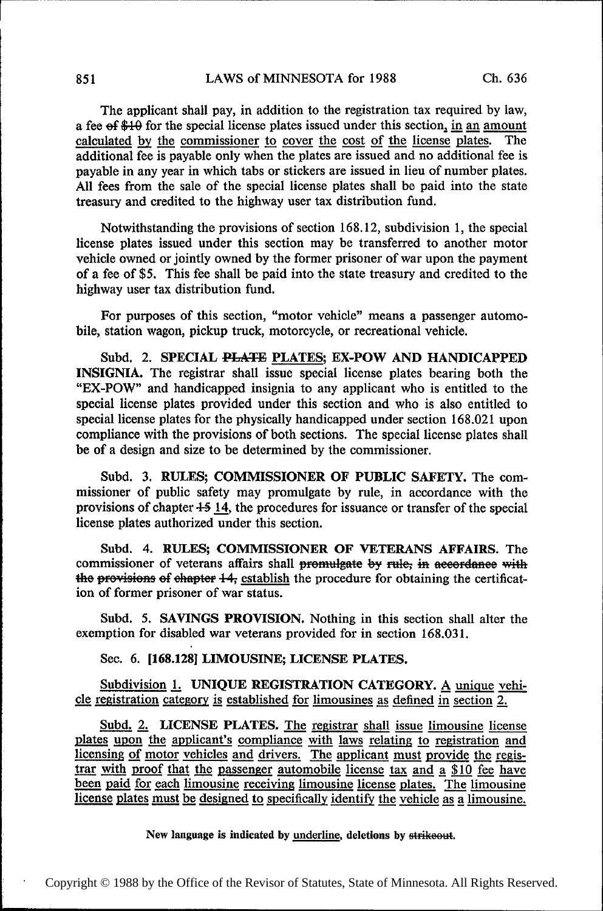The applicant shall pay, in addition to the registration tax required by law, a fee ~~of $10~~ for the special license plates issued under this section, in an amount calculated by the commissioner to cover the cost of the license plates. The additional fee is payable only when the plates are issued and no additional fee is payable in any year in which tabs or stickers are issued in lieu of number plates. All fees from the sale of the special license plates shall be paid into the state treasury and credited to the highway user tax distribution fund.

Notwithstanding the provisions of section 168.12, subdivision 1, the special license plates issued under this section may be transferred to another motor vehicle owned or jointly owned by the former prisoner of war upon the payment of a fee of $5. This fee shall be paid into the state treasury and credited to the highway user tax distribution fund.

For purposes of this section, "motor vehicle" means a passenger automobile, station wagon, pickup truck, motorcycle, or recreational vehicle.

Subd. 2. **SPECIAL ~~PLATE~~ PLATES; EX-POW AND HANDICAPPED INSIGNIA.** The registrar shall issue special license plates bearing both the "EX-POW" and handicapped insignia to any applicant who is entitled to the special license plates provided under this section and who is also entitled to special license plates for the physically handicapped under section 168.021 upon compliance with the provisions of both sections. The special license plates shall be of a design and size to be determined by the commissioner.

Subd. 3. **RULES; COMMISSIONER OF PUBLIC SAFETY.** The commissioner of public safety may promulgate by rule, in accordance with the provisions of chapter ~~15~~ 14, the procedures for issuance or transfer of the special license plates authorized under this section.

Subd. 4. **RULES; COMMISSIONER OF VETERANS AFFAIRS.** The commissioner of veterans affairs shall ~~promulgate by rule, in accordance with the provisions of chapter 14,~~ establish the procedure for obtaining the certification of former prisoner of war status.

Subd. 5. **SAVINGS PROVISION.** Nothing in this section shall alter the exemption for disabled war veterans provided for in section 168.031.

Sec. 6. **[168.128] LIMOUSINE; LICENSE PLATES.**

Subdivision 1. **UNIQUE REGISTRATION CATEGORY.** A unique vehicle registration category is established for limousines as defined in section 2.

Subd. 2. **LICENSE PLATES.** The registrar shall issue limousine license plates upon the applicant's compliance with laws relating to registration and licensing of motor vehicles and drivers. The applicant must provide the registrar with proof that the passenger automobile license tax and a $10 fee have been paid for each limousine receiving limousine license plates. The limousine license plates must be designed to specifically identify the vehicle as a limousine.

New language is indicated by underline, deletions by ~~strikeout~~.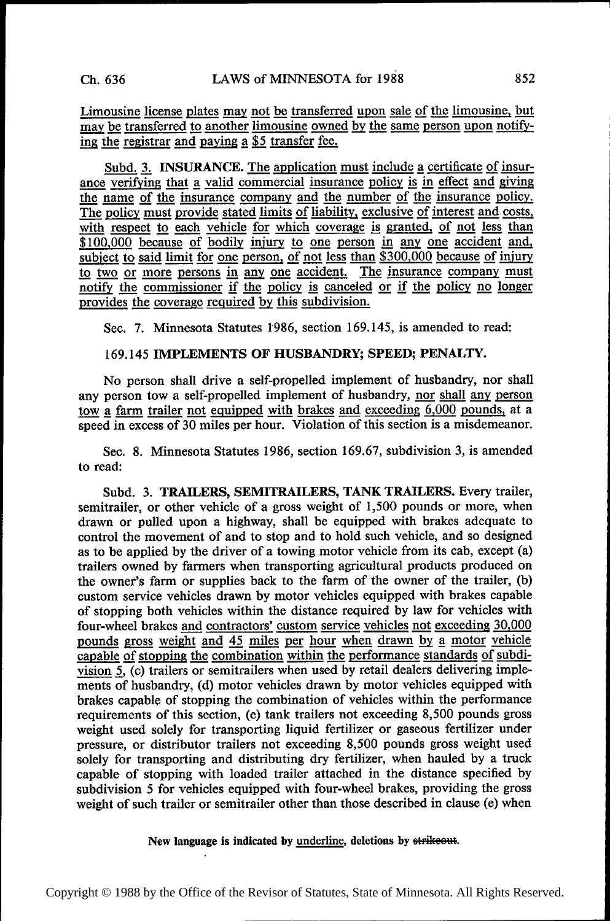Limousine license plates may not be transferred upon sale of the limousine, but may be transferred to another limousine owned by the same person upon notifying the registrar and paying a $5 transfer fee.

Subd. 3. **INSURANCE.** The application must include a certificate of insurance verifying that a valid commercial insurance policy is in effect and giving the name of the insurance company and the number of the insurance policy. The policy must provide stated limits of liability, exclusive of interest and costs, with respect to each vehicle for which coverage is granted, of not less than $100,000 because of bodily injury to one person in any one accident and, subject to said limit for one person, of not less than $300,000 because of injury to two or more persons in any one accident. The insurance company must notify the commissioner if the policy is canceled or if the policy no longer provides the coverage required by this subdivision.

Sec. 7. Minnesota Statutes 1986, section 169.145, is amended to read:

169.145 **IMPLEMENTS OF HUSBANDRY; SPEED; PENALTY.**

No person shall drive a self-propelled implement of husbandry, nor shall any person tow a self-propelled implement of husbandry, nor shall any person tow a farm trailer not equipped with brakes and exceeding 6,000 pounds, at a speed in excess of 30 miles per hour. Violation of this section is a misdemeanor.

Sec. 8. Minnesota Statutes 1986, section 169.67, subdivision 3, is amended to read:

Subd. 3. **TRAILERS, SEMITRAILERS, TANK TRAILERS.** Every trailer, semitrailer, or other vehicle of a gross weight of 1,500 pounds or more, when drawn or pulled upon a highway, shall be equipped with brakes adequate to control the movement of and to stop and to hold such vehicle, and so designed as to be applied by the driver of a towing motor vehicle from its cab, except (a) trailers owned by farmers when transporting agricultural products produced on the owner's farm or supplies back to the farm of the owner of the trailer, (b) custom service vehicles drawn by motor vehicles equipped with brakes capable of stopping both vehicles within the distance required by law for vehicles with four-wheel brakes and contractors' custom service vehicles not exceeding 30,000 pounds gross weight and 45 miles per hour when drawn by a motor vehicle capable of stopping the combination within the performance standards of subdivision 5, (c) trailers or semitrailers when used by retail dealers delivering implements of husbandry, (d) motor vehicles drawn by motor vehicles equipped with brakes capable of stopping the combination of vehicles within the performance requirements of this section, (e) tank trailers not exceeding 8,500 pounds gross weight used solely for transporting liquid fertilizer or gaseous fertilizer under pressure, or distributor trailers not exceeding 8,500 pounds gross weight used solely for transporting and distributing dry fertilizer, when hauled by a truck capable of stopping with loaded trailer attached in the distance specified by subdivision 5 for vehicles equipped with four-wheel brakes, providing the gross weight of such trailer or semitrailer other than those described in clause (e) when

New language is indicated by underline, deletions by ~~strikeout~~.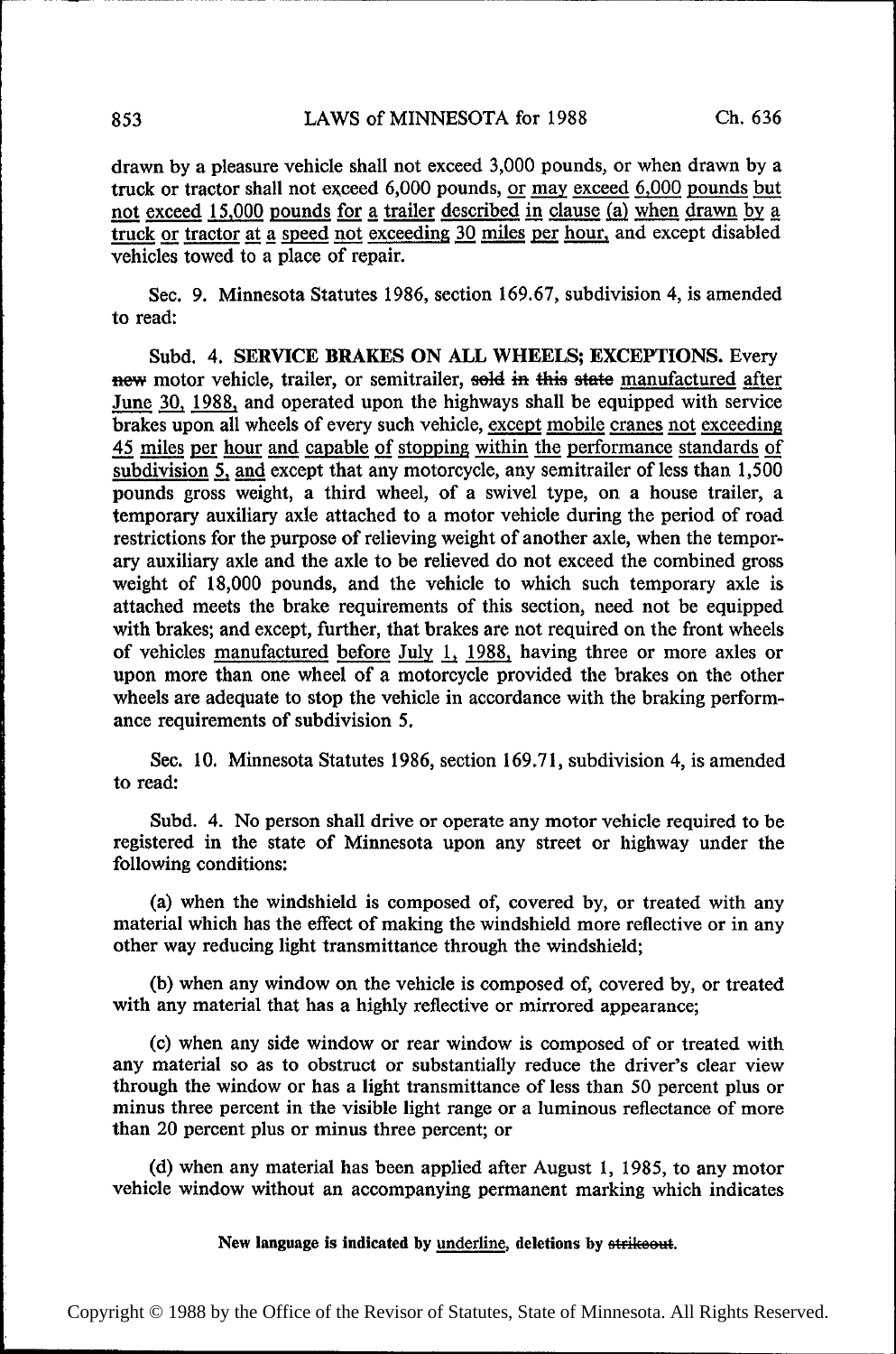drawn by a pleasure vehicle shall not exceed 3,000 pounds, or when drawn by a truck or tractor shall not exceed 6,000 pounds, <u>or may exceed 6,000 pounds but not exceed 15,000 pounds for a trailer described in clause (a) when drawn by a truck or tractor at a speed not exceeding 30 miles per hour,</u> and except disabled vehicles towed to a place of repair.

Sec. 9. Minnesota Statutes 1986, section 169.67, subdivision 4, is amended to read:

Subd. 4. **SERVICE BRAKES ON ALL WHEELS; EXCEPTIONS.** Every ~~new~~ motor vehicle, trailer, or semitrailer, ~~sold in this state~~ <u>manufactured after June 30, 1988,</u> and operated upon the highways shall be equipped with service brakes upon all wheels of every such vehicle, <u>except mobile cranes not exceeding 45 miles per hour and capable of stopping within the performance standards of subdivision 5, and</u> except that any motorcycle, any semitrailer of less than 1,500 pounds gross weight, a third wheel, of a swivel type, on a house trailer, a temporary auxiliary axle attached to a motor vehicle during the period of road restrictions for the purpose of relieving weight of another axle, when the temporary auxiliary axle and the axle to be relieved do not exceed the combined gross weight of 18,000 pounds, and the vehicle to which such temporary axle is attached meets the brake requirements of this section, need not be equipped with brakes; and except, further, that brakes are not required on the front wheels of vehicles <u>manufactured before July 1, 1988,</u> having three or more axles or upon more than one wheel of a motorcycle provided the brakes on the other wheels are adequate to stop the vehicle in accordance with the braking performance requirements of subdivision 5.

Sec. 10. Minnesota Statutes 1986, section 169.71, subdivision 4, is amended to read:

Subd. 4. No person shall drive or operate any motor vehicle required to be registered in the state of Minnesota upon any street or highway under the following conditions:

(a) when the windshield is composed of, covered by, or treated with any material which has the effect of making the windshield more reflective or in any other way reducing light transmittance through the windshield;

(b) when any window on the vehicle is composed of, covered by, or treated with any material that has a highly reflective or mirrored appearance;

(c) when any side window or rear window is composed of or treated with any material so as to obstruct or substantially reduce the driver's clear view through the window or has a light transmittance of less than 50 percent plus or minus three percent in the visible light range or a luminous reflectance of more than 20 percent plus or minus three percent; or

(d) when any material has been applied after August 1, 1985, to any motor vehicle window without an accompanying permanent marking which indicates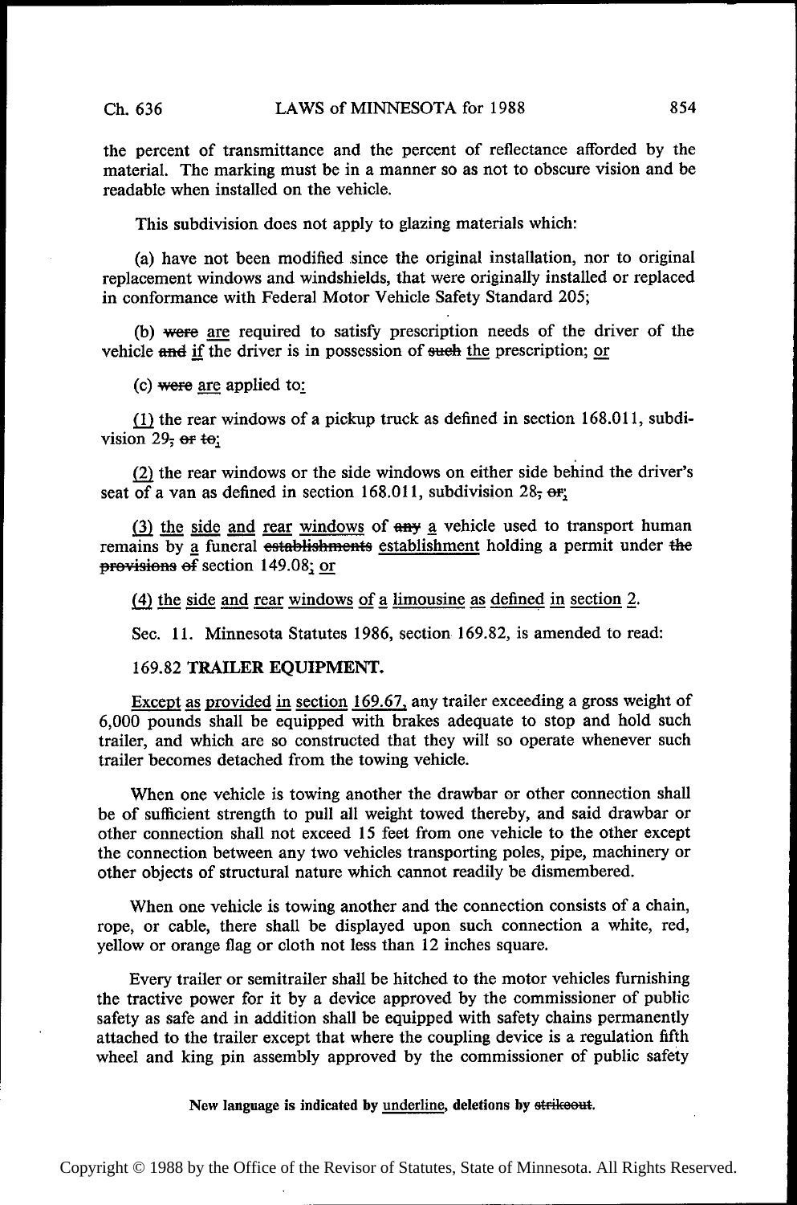the percent of transmittance and the percent of reflectance afforded by the material. The marking must be in a manner so as not to obscure vision and be readable when installed on the vehicle.

This subdivision does not apply to glazing materials which:

(a) have not been modified since the original installation, nor to original replacement windows and windshields, that were originally installed or replaced in conformance with Federal Motor Vehicle Safety Standard 205;

(b) ~~were~~ <u>are</u> required to satisfy prescription needs of the driver of the vehicle ~~and~~ <u>if</u> the driver is in possession of ~~such~~ <u>the</u> prescription; <u>or</u>

(c) ~~were~~ <u>are</u> applied to<u>:</u>

<u>(1)</u> the rear windows of a pickup truck as defined in section 168.011, subdivision 29~~, or to~~<u>;</u>

<u>(2)</u> the rear windows or the side windows on either side behind the driver's seat of a van as defined in section 168.011, subdivision 28~~, or~~<u>;</u>

<u>(3) the side and rear windows</u> of ~~any~~ <u>a</u> vehicle used to transport human remains by <u>a</u> funeral ~~establishments~~ <u>establishment</u> holding a permit under ~~the provisions of~~ section 149.08<u>; or</u>

<u>(4) the side and rear windows of a limousine as defined in section 2.</u>

Sec. 11. Minnesota Statutes 1986, section 169.82, is amended to read:

169.82 **TRAILER EQUIPMENT.**

<u>Except as provided in section 169.67,</u> any trailer exceeding a gross weight of 6,000 pounds shall be equipped with brakes adequate to stop and hold such trailer, and which are so constructed that they will so operate whenever such trailer becomes detached from the towing vehicle.

When one vehicle is towing another the drawbar or other connection shall be of sufficient strength to pull all weight towed thereby, and said drawbar or other connection shall not exceed 15 feet from one vehicle to the other except the connection between any two vehicles transporting poles, pipe, machinery or other objects of structural nature which cannot readily be dismembered.

When one vehicle is towing another and the connection consists of a chain, rope, or cable, there shall be displayed upon such connection a white, red, yellow or orange flag or cloth not less than 12 inches square.

Every trailer or semitrailer shall be hitched to the motor vehicles furnishing the tractive power for it by a device approved by the commissioner of public safety as safe and in addition shall be equipped with safety chains permanently attached to the trailer except that where the coupling device is a regulation fifth wheel and king pin assembly approved by the commissioner of public safety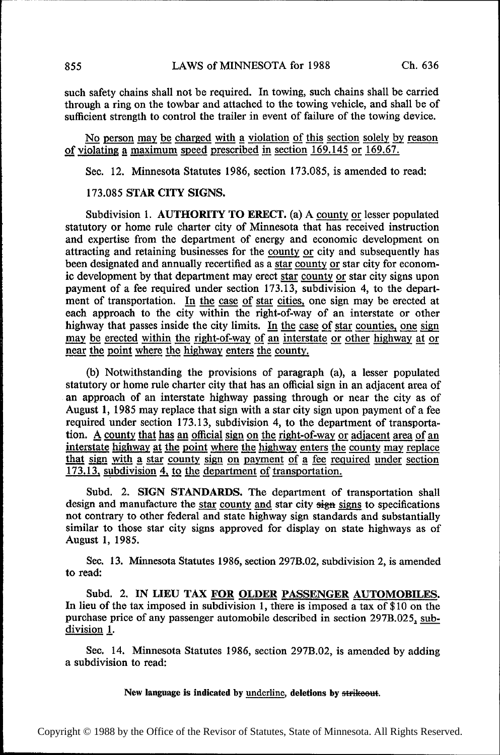such safety chains shall not be required. In towing, such chains shall be carried through a ring on the towbar and attached to the towing vehicle, and shall be of sufficient strength to control the trailer in event of failure of the towing device.

<u>No person may be charged with a violation of this section solely by reason of violating a maximum speed prescribed in section 169.145 or 169.67.</u>

Sec. 12. Minnesota Statutes 1986, section 173.085, is amended to read:

173.085 **STAR CITY SIGNS.**

Subdivision 1. **AUTHORITY TO ERECT.** (a) A <u>county or</u> lesser populated statutory or home rule charter city of Minnesota that has received instruction and expertise from the department of energy and economic development on attracting and retaining businesses for the <u>county or</u> city and subsequently has been designated and annually recertified as a <u>star county or</u> star city for economic development by that department may erect <u>star county or</u> star city signs upon payment of a fee required under section 173.13, subdivision 4, to the department of transportation. <u>In the case of star cities,</u> one sign may be erected at each approach to the city within the right-of-way of an interstate or other highway that passes inside the city limits. <u>In the case of star counties, one sign may be erected within the right-of-way of an interstate or other highway at or near the point where the highway enters the county.</u>

(b) Notwithstanding the provisions of paragraph (a), a lesser populated statutory or home rule charter city that has an official sign in an adjacent area of an approach of an interstate highway passing through or near the city as of August 1, 1985 may replace that sign with a star city sign upon payment of a fee required under section 173.13, subdivision 4, to the department of transportation. <u>A county that has an official sign on the right-of-way or adjacent area of an interstate highway at the point where the highway enters the county may replace that sign with a star county sign on payment of a fee required under section 173.13, subdivision 4, to the department of transportation.</u>

Subd. 2. **SIGN STANDARDS.** The department of transportation shall design and manufacture the <u>star county and</u> star city ~~sign~~ <u>signs</u> to specifications not contrary to other federal and state highway sign standards and substantially similar to those star city signs approved for display on state highways as of August 1, 1985.

Sec. 13. Minnesota Statutes 1986, section 297B.02, subdivision 2, is amended to read:

Subd. 2. **IN LIEU TAX <u>FOR OLDER PASSENGER AUTOMOBILES</u>.** In lieu of the tax imposed in subdivision 1, there is imposed a tax of $10 on the purchase price of any passenger automobile described in section 297B.025<u>, subdivision 1</u>.

Sec. 14. Minnesota Statutes 1986, section 297B.02, is amended by adding a subdivision to read: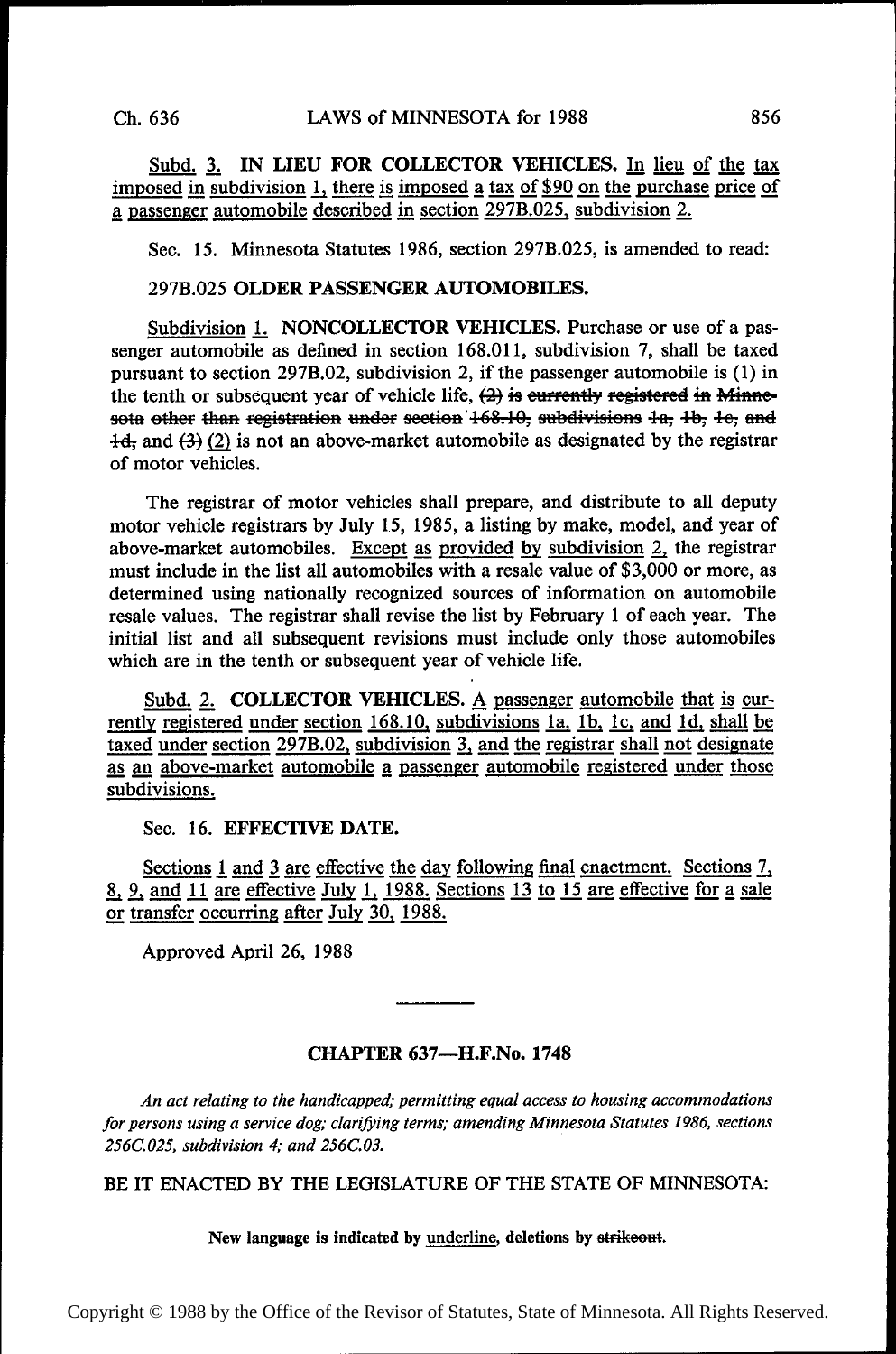Subd. 3. **IN LIEU FOR COLLECTOR VEHICLES.** In lieu of the tax imposed in subdivision 1, there is imposed a tax of $90 on the purchase price of a passenger automobile described in section 297B.025, subdivision 2.

Sec. 15. Minnesota Statutes 1986, section 297B.025, is amended to read:

297B.025 **OLDER PASSENGER AUTOMOBILES.**

Subdivision 1. **NONCOLLECTOR VEHICLES.** Purchase or use of a passenger automobile as defined in section 168.011, subdivision 7, shall be taxed pursuant to section 297B.02, subdivision 2, if the passenger automobile is (1) in the tenth or subsequent year of vehicle life, ~~(2) is currently registered in Minnesota other than registration under section 168.10, subdivisions 1a, 1b, 1c, and 1d,~~ and ~~(3)~~ (2) is not an above-market automobile as designated by the registrar of motor vehicles.

The registrar of motor vehicles shall prepare, and distribute to all deputy motor vehicle registrars by July 15, 1985, a listing by make, model, and year of above-market automobiles. Except as provided by subdivision 2, the registrar must include in the list all automobiles with a resale value of $3,000 or more, as determined using nationally recognized sources of information on automobile resale values. The registrar shall revise the list by February 1 of each year. The initial list and all subsequent revisions must include only those automobiles which are in the tenth or subsequent year of vehicle life.

Subd. 2. **COLLECTOR VEHICLES.** A passenger automobile that is currently registered under section 168.10, subdivisions 1a, 1b, 1c, and 1d, shall be taxed under section 297B.02, subdivision 3, and the registrar shall not designate as an above-market automobile a passenger automobile registered under those subdivisions.

Sec. 16. **EFFECTIVE DATE.**

Sections 1 and 3 are effective the day following final enactment. Sections 7, 8, 9, and 11 are effective July 1, 1988. Sections 13 to 15 are effective for a sale or transfer occurring after July 30, 1988.

Approved April 26, 1988

## CHAPTER 637—H.F.No. 1748

*An act relating to the handicapped; permitting equal access to housing accommodations for persons using a service dog; clarifying terms; amending Minnesota Statutes 1986, sections 256C.025, subdivision 4; and 256C.03.*

BE IT ENACTED BY THE LEGISLATURE OF THE STATE OF MINNESOTA:

**New language is indicated by underline, deletions by ~~strikeout~~.**